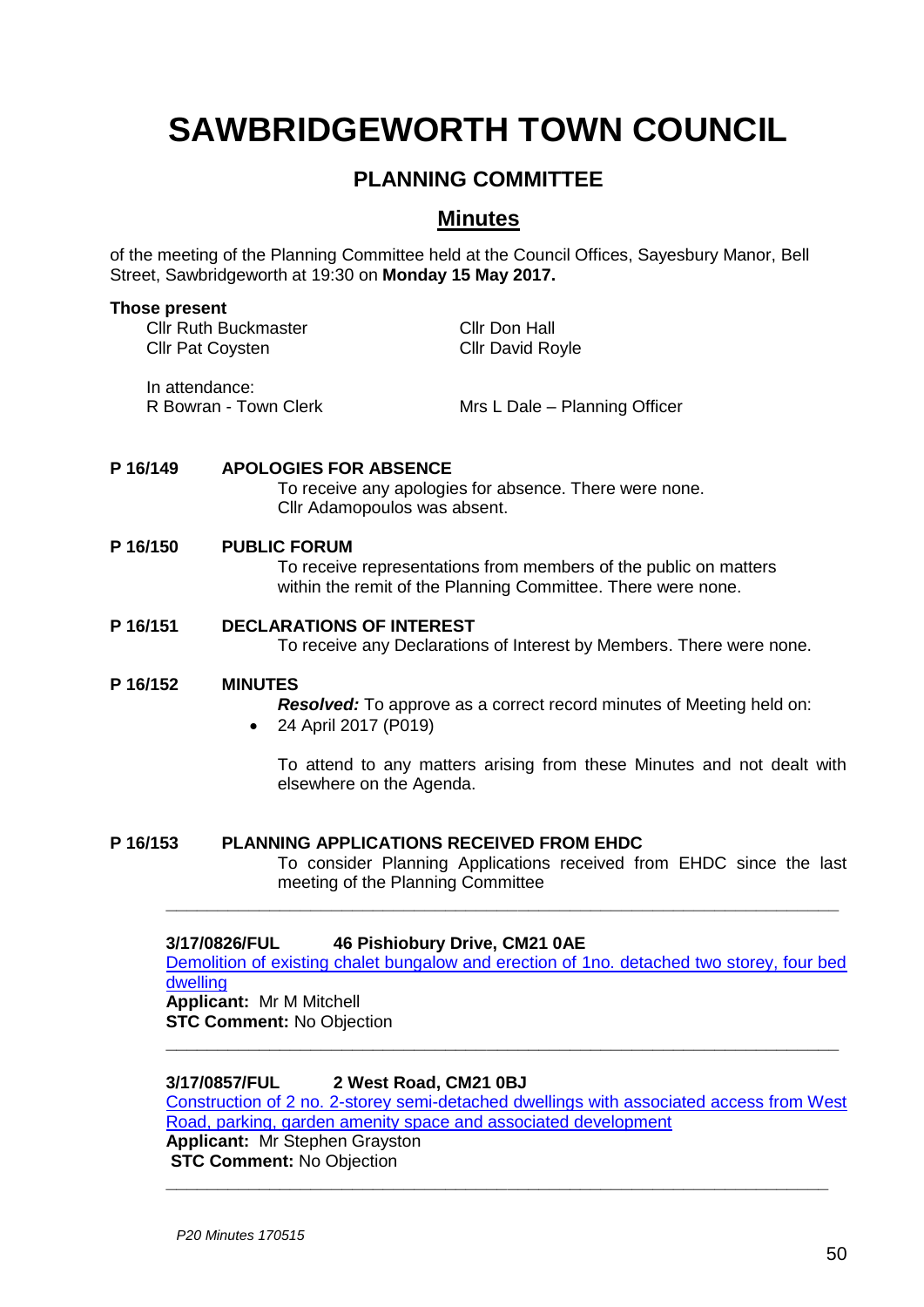# SAWBRIDGEWORTH TOWN COUNCIL

## PLANNING COMMITTEE

## Minutes

of the meeting of the Planning Committee held at the Council Offices, Sayesbury Manor, Bell Street, Sawbridgeworth at 19:30 on **Monday 15 May 2017.**

**Those present**

Cllr Ruth Buckmaster
Cllr Pat Coysten
Cllr Don Hall
Cllr David Royle

In attendance:
R Bowran - Town Clerk
Mrs L Dale – Planning Officer

**P 16/149 APOLOGIES FOR ABSENCE**

To receive any apologies for absence. There were none.
Cllr Adamopoulos was absent.

**P 16/150 PUBLIC FORUM**

To receive representations from members of the public on matters within the remit of the Planning Committee. There were none.

**P 16/151 DECLARATIONS OF INTEREST**

To receive any Declarations of Interest by Members. There were none.

**P 16/152 MINUTES**

***Resolved:*** To approve as a correct record minutes of Meeting held on:

- 24 April 2017 (P019)

To attend to any matters arising from these Minutes and not dealt with elsewhere on the Agenda.

**P 16/153 PLANNING APPLICATIONS RECEIVED FROM EHDC**

To consider Planning Applications received from EHDC since the last meeting of the Planning Committee

---

**3/17/0826/FUL 46 Pishiobury Drive, CM21 0AE**

Demolition of existing chalet bungalow and erection of 1no. detached two storey, four bed dwelling

**Applicant:** Mr M Mitchell

**STC Comment:** No Objection

---

**3/17/0857/FUL 2 West Road, CM21 0BJ**

Construction of 2 no. 2-storey semi-detached dwellings with associated access from West Road, parking, garden amenity space and associated development

**Applicant:** Mr Stephen Grayston

**STC Comment:** No Objection

---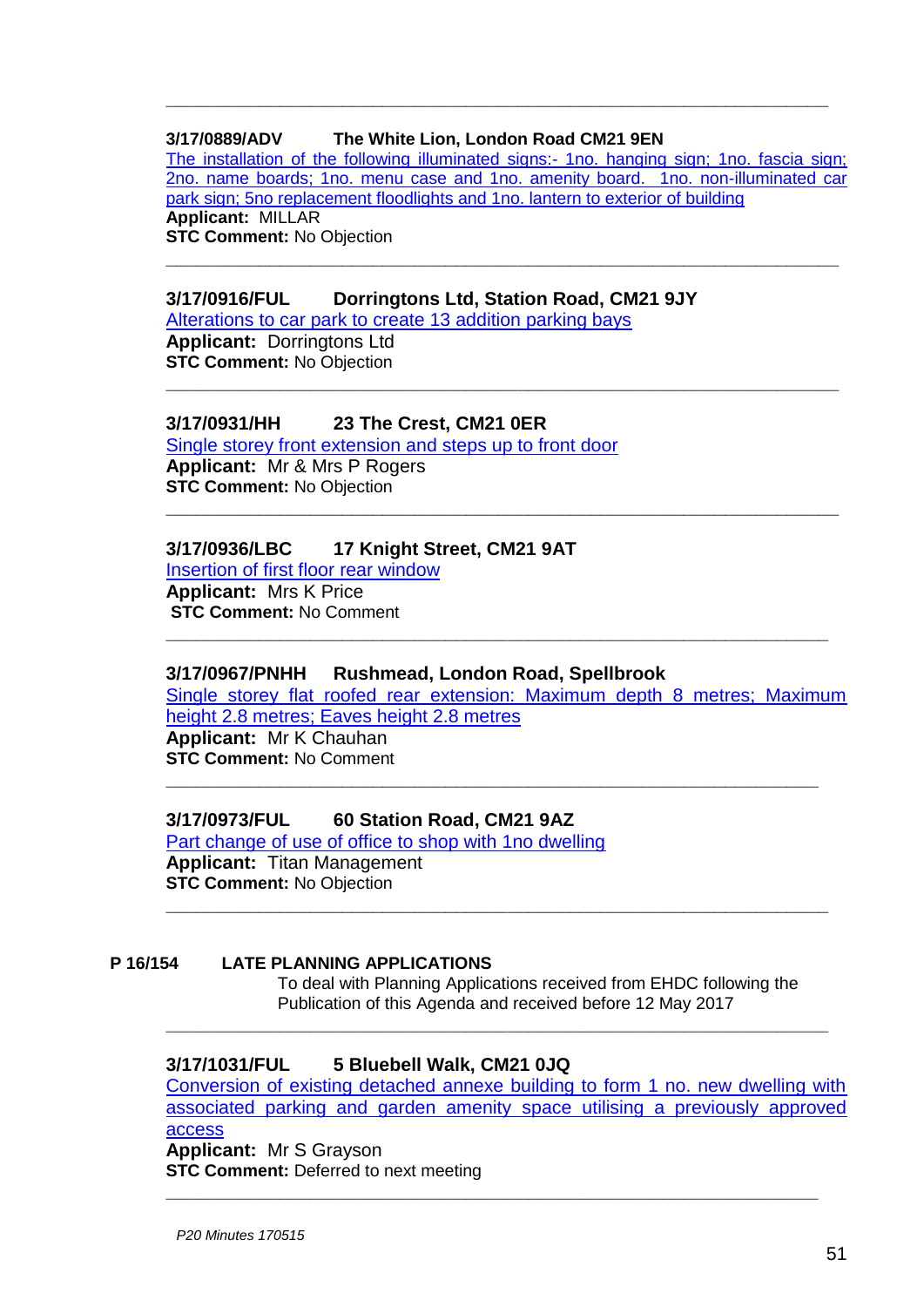---

**3/17/0889/ADV The White Lion, London Road CM21 9EN**

The installation of the following illuminated signs:- 1no. hanging sign; 1no. fascia sign; 2no. name boards; 1no. menu case and 1no. amenity board. 1no. non-illuminated car park sign; 5no replacement floodlights and 1no. lantern to exterior of building

**Applicant:** MILLAR
**STC Comment:** No Objection

---

**3/17/0916/FUL Dorringtons Ltd, Station Road, CM21 9JY**

Alterations to car park to create 13 addition parking bays

**Applicant:** Dorringtons Ltd
**STC Comment:** No Objection

---

**3/17/0931/HH 23 The Crest, CM21 0ER**

Single storey front extension and steps up to front door

**Applicant:** Mr & Mrs P Rogers
**STC Comment:** No Objection

---

**3/17/0936/LBC 17 Knight Street, CM21 9AT**

Insertion of first floor rear window

**Applicant:** Mrs K Price
**STC Comment:** No Comment

---

**3/17/0967/PNHH Rushmead, London Road, Spellbrook**

Single storey flat roofed rear extension: Maximum depth 8 metres; Maximum height 2.8 metres; Eaves height 2.8 metres

**Applicant:** Mr K Chauhan
**STC Comment:** No Comment

---

**3/17/0973/FUL 60 Station Road, CM21 9AZ**

Part change of use of office to shop with 1no dwelling

**Applicant:** Titan Management
**STC Comment:** No Objection

---

**P 16/154 LATE PLANNING APPLICATIONS**

To deal with Planning Applications received from EHDC following the Publication of this Agenda and received before 12 May 2017

---

**3/17/1031/FUL 5 Bluebell Walk, CM21 0JQ**

Conversion of existing detached annexe building to form 1 no. new dwelling with associated parking and garden amenity space utilising a previously approved access

**Applicant:** Mr S Grayson
**STC Comment:** Deferred to next meeting

---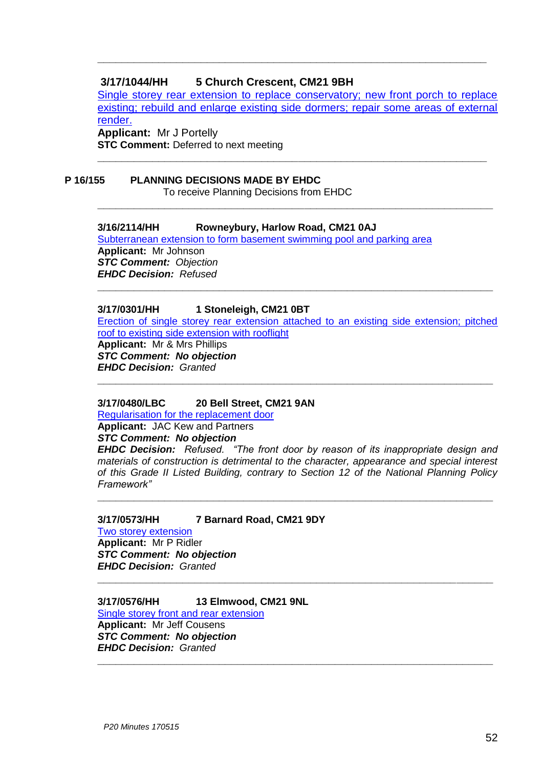---

**3/17/1044/HH 5 Church Crescent, CM21 9BH**

Single storey rear extension to replace conservatory; new front porch to replace existing; rebuild and enlarge existing side dormers; repair some areas of external render.

**Applicant:** Mr J Portelly

**STC Comment:** Deferred to next meeting

---

## P 16/155 PLANNING DECISIONS MADE BY EHDC

To receive Planning Decisions from EHDC

---

**3/16/2114/HH Rowneybury, Harlow Road, CM21 0AJ**

Subterranean extension to form basement swimming pool and parking area

**Applicant:** Mr Johnson

***STC Comment:*** *Objection*

***EHDC Decision:*** *Refused*

---

**3/17/0301/HH 1 Stoneleigh, CM21 0BT**

Erection of single storey rear extension attached to an existing side extension; pitched roof to existing side extension with rooflight

**Applicant:** Mr & Mrs Phillips

***STC Comment: No objection***

***EHDC Decision:*** *Granted*

---

**3/17/0480/LBC 20 Bell Street, CM21 9AN**

Regularisation for the replacement door

**Applicant:** JAC Kew and Partners

***STC Comment: No objection***

***EHDC Decision:*** *Refused. "The front door by reason of its inappropriate design and materials of construction is detrimental to the character, appearance and special interest of this Grade II Listed Building, contrary to Section 12 of the National Planning Policy Framework"*

---

**3/17/0573/HH 7 Barnard Road, CM21 9DY**

Two storey extension

**Applicant:** Mr P Ridler

***STC Comment: No objection***

***EHDC Decision:*** *Granted*

---

**3/17/0576/HH 13 Elmwood, CM21 9NL**

Single storey front and rear extension

**Applicant:** Mr Jeff Cousens

***STC Comment: No objection***

***EHDC Decision:*** *Granted*

---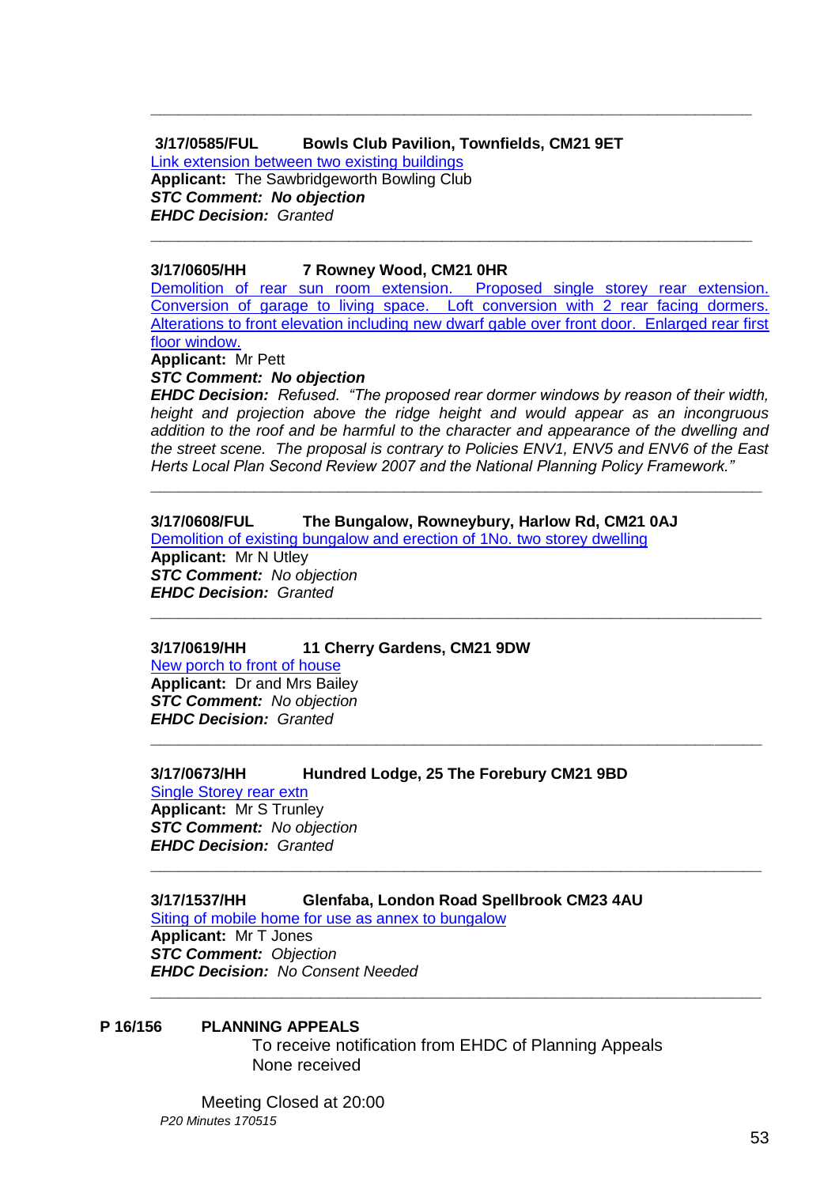---

**3/17/0585/FUL Bowls Club Pavilion, Townfields, CM21 9ET**

Link extension between two existing buildings

**Applicant:** The Sawbridgeworth Bowling Club

***STC Comment: No objection***

***EHDC Decision:*** *Granted*

---

**3/17/0605/HH 7 Rowney Wood, CM21 0HR**

Demolition of rear sun room extension. Proposed single storey rear extension. Conversion of garage to living space. Loft conversion with 2 rear facing dormers. Alterations to front elevation including new dwarf gable over front door. Enlarged rear first floor window.

**Applicant:** Mr Pett

***STC Comment: No objection***

***EHDC Decision:*** *Refused. "The proposed rear dormer windows by reason of their width, height and projection above the ridge height and would appear as an incongruous addition to the roof and be harmful to the character and appearance of the dwelling and the street scene. The proposal is contrary to Policies ENV1, ENV5 and ENV6 of the East Herts Local Plan Second Review 2007 and the National Planning Policy Framework."*

---

**3/17/0608/FUL The Bungalow, Rowneybury, Harlow Rd, CM21 0AJ**

Demolition of existing bungalow and erection of 1No. two storey dwelling

**Applicant:** Mr N Utley

***STC Comment:*** *No objection*

***EHDC Decision:*** *Granted*

---

**3/17/0619/HH 11 Cherry Gardens, CM21 9DW**

New porch to front of house

**Applicant:** Dr and Mrs Bailey

***STC Comment:*** *No objection*

***EHDC Decision:*** *Granted*

---

**3/17/0673/HH Hundred Lodge, 25 The Forebury CM21 9BD**

Single Storey rear extn

**Applicant:** Mr S Trunley

***STC Comment:*** *No objection*

***EHDC Decision:*** *Granted*

---

**3/17/1537/HH Glenfaba, London Road Spellbrook CM23 4AU**

Siting of mobile home for use as annex to bungalow

**Applicant:** Mr T Jones

***STC Comment:*** *Objection*

***EHDC Decision:*** *No Consent Needed*

---

**P 16/156 PLANNING APPEALS**

To receive notification from EHDC of Planning Appeals

None received

Meeting Closed at 20:00

*P20 Minutes 170515*